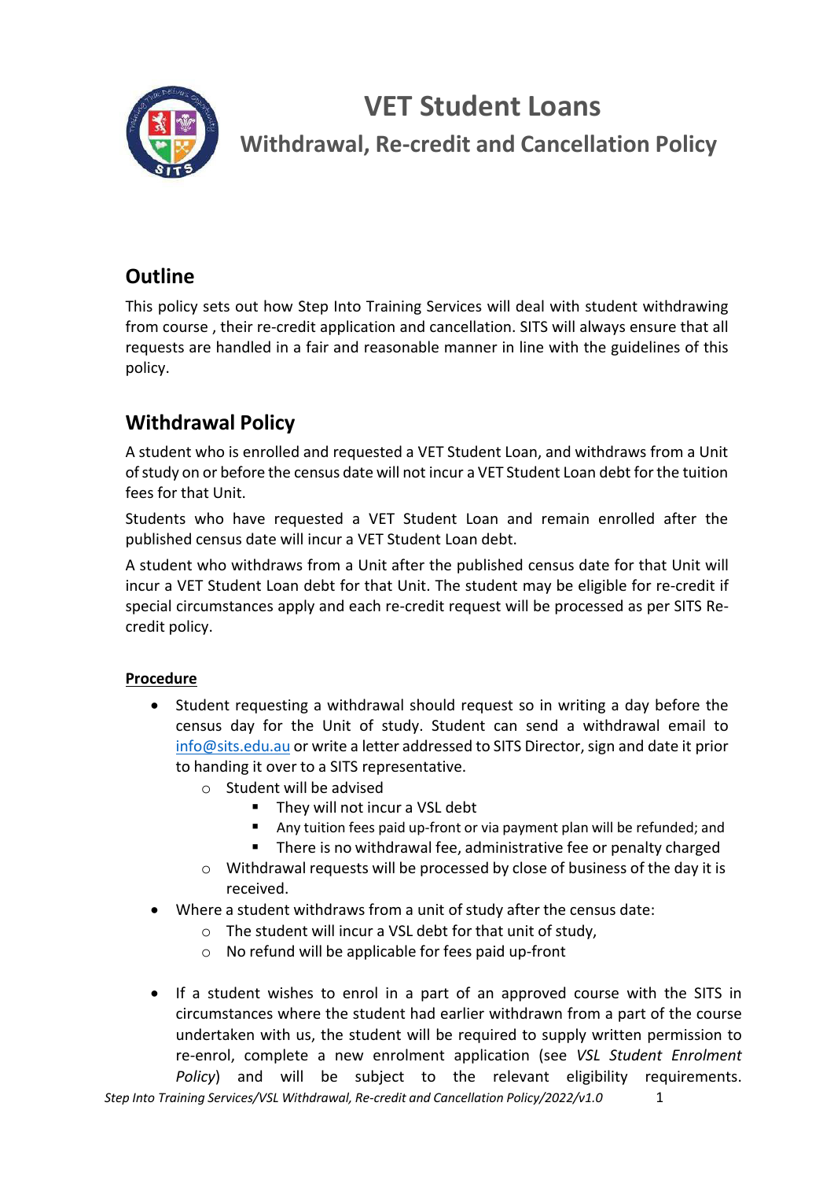# VET Student Loans

## Withdrawal, Re-credit and Cancellation Policy

## Outline

This policy sets out how Step Into Training Services will deal with student withdrawing from course , their re-credit application and cancellation. SITS will always ensure that all requests are handled in a fair and reasonable manner in line with the guidelines of this policy.

## Withdrawal Policy

A student who is enrolled and requested a VET Student Loan, and withdraws from a Unit of study on or before the census date will not incur a VET Student Loan debt for the tuition fees for that Unit.

Students who have requested a VET Student Loan and remain enrolled after the published census date will incur a VET Student Loan debt.

A student who withdraws from a Unit after the published census date for that Unit will incur a VET Student Loan debt for that Unit. The student may be eligible for re-credit if special circumstances apply and each re-credit request will be processed as per SITS Re-credit policy.

**Procedure**

- Student requesting a withdrawal should request so in writing a day before the census day for the Unit of study. Student can send a withdrawal email to info@sits.edu.au or write a letter addressed to SITS Director, sign and date it prior to handing it over to a SITS representative.
  - Student will be advised
    - They will not incur a VSL debt
    - Any tuition fees paid up-front or via payment plan will be refunded; and
    - There is no withdrawal fee, administrative fee or penalty charged
  - Withdrawal requests will be processed by close of business of the day it is received.
- Where a student withdraws from a unit of study after the census date:
  - The student will incur a VSL debt for that unit of study,
  - No refund will be applicable for fees paid up-front
- If a student wishes to enrol in a part of an approved course with the SITS in circumstances where the student had earlier withdrawn from a part of the course undertaken with us, the student will be required to supply written permission to re-enrol, complete a new enrolment application (see *VSL Student Enrolment Policy*) and will be subject to the relevant eligibility requirements.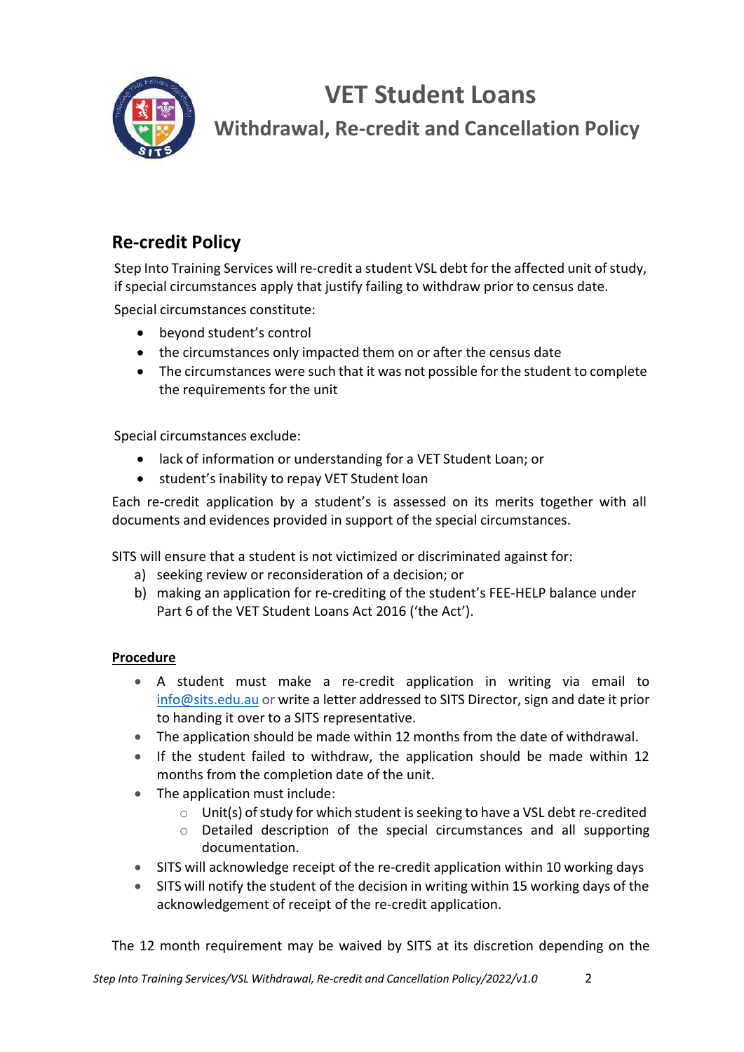# VET Student Loans

## Withdrawal, Re-credit and Cancellation Policy

## Re-credit Policy

Step Into Training Services will re-credit a student VSL debt for the affected unit of study, if special circumstances apply that justify failing to withdraw prior to census date.

Special circumstances constitute:

- beyond student's control
- the circumstances only impacted them on or after the census date
- The circumstances were such that it was not possible for the student to complete the requirements for the unit

Special circumstances exclude:

- lack of information or understanding for a VET Student Loan; or
- student's inability to repay VET Student loan

Each re-credit application by a student's is assessed on its merits together with all documents and evidences provided in support of the special circumstances.

SITS will ensure that a student is not victimized or discriminated against for:

a) seeking review or reconsideration of a decision; or
b) making an application for re-crediting of the student's FEE-HELP balance under Part 6 of the VET Student Loans Act 2016 ('the Act').

**Procedure**

- A student must make a re-credit application in writing via email to info@sits.edu.au or write a letter addressed to SITS Director, sign and date it prior to handing it over to a SITS representative.
- The application should be made within 12 months from the date of withdrawal.
- If the student failed to withdraw, the application should be made within 12 months from the completion date of the unit.
- The application must include:
  - Unit(s) of study for which student is seeking to have a VSL debt re-credited
  - Detailed description of the special circumstances and all supporting documentation.
- SITS will acknowledge receipt of the re-credit application within 10 working days
- SITS will notify the student of the decision in writing within 15 working days of the acknowledgement of receipt of the re-credit application.

The 12 month requirement may be waived by SITS at its discretion depending on the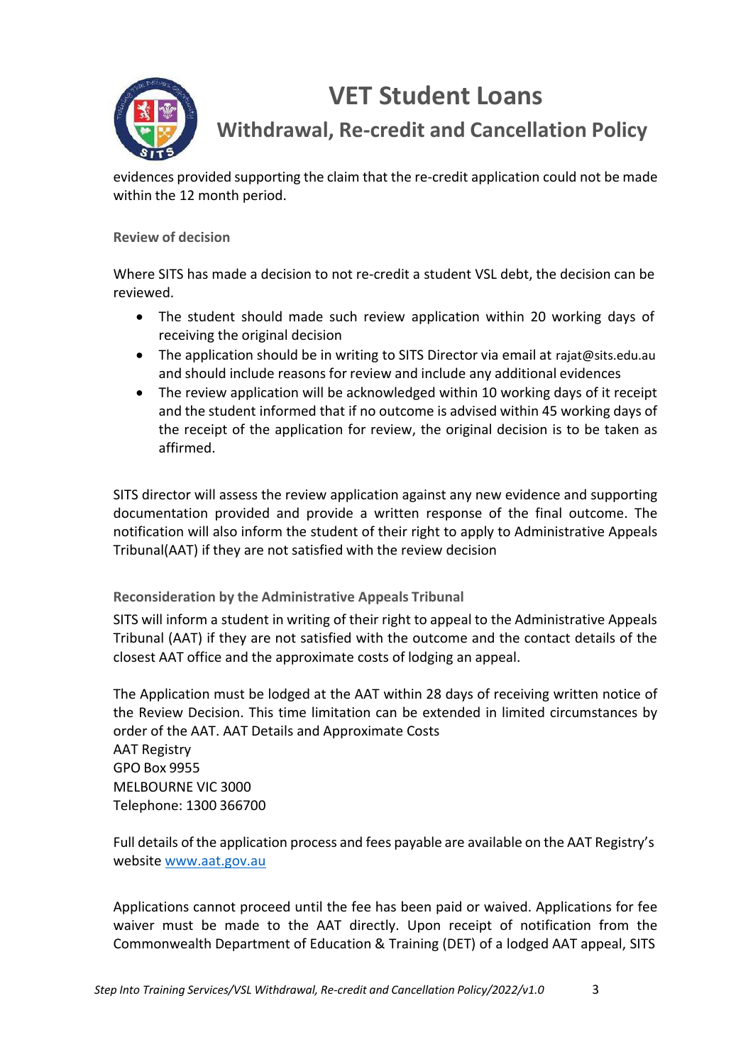evidences provided supporting the claim that the re-credit application could not be made within the 12 month period.

### Review of decision

Where SITS has made a decision to not re-credit a student VSL debt, the decision can be reviewed.

- The student should made such review application within 20 working days of receiving the original decision
- The application should be in writing to SITS Director via email at rajat@sits.edu.au and should include reasons for review and include any additional evidences
- The review application will be acknowledged within 10 working days of it receipt and the student informed that if no outcome is advised within 45 working days of the receipt of the application for review, the original decision is to be taken as affirmed.

SITS director will assess the review application against any new evidence and supporting documentation provided and provide a written response of the final outcome. The notification will also inform the student of their right to apply to Administrative Appeals Tribunal(AAT) if they are not satisfied with the review decision

### Reconsideration by the Administrative Appeals Tribunal

SITS will inform a student in writing of their right to appeal to the Administrative Appeals Tribunal (AAT) if they are not satisfied with the outcome and the contact details of the closest AAT office and the approximate costs of lodging an appeal.

The Application must be lodged at the AAT within 28 days of receiving written notice of the Review Decision. This time limitation can be extended in limited circumstances by order of the AAT. AAT Details and Approximate Costs
AAT Registry
GPO Box 9955
MELBOURNE VIC 3000
Telephone: 1300 366700

Full details of the application process and fees payable are available on the AAT Registry's website [www.aat.gov.au](http://www.aat.gov.au)

Applications cannot proceed until the fee has been paid or waived. Applications for fee waiver must be made to the AAT directly. Upon receipt of notification from the Commonwealth Department of Education & Training (DET) of a lodged AAT appeal, SITS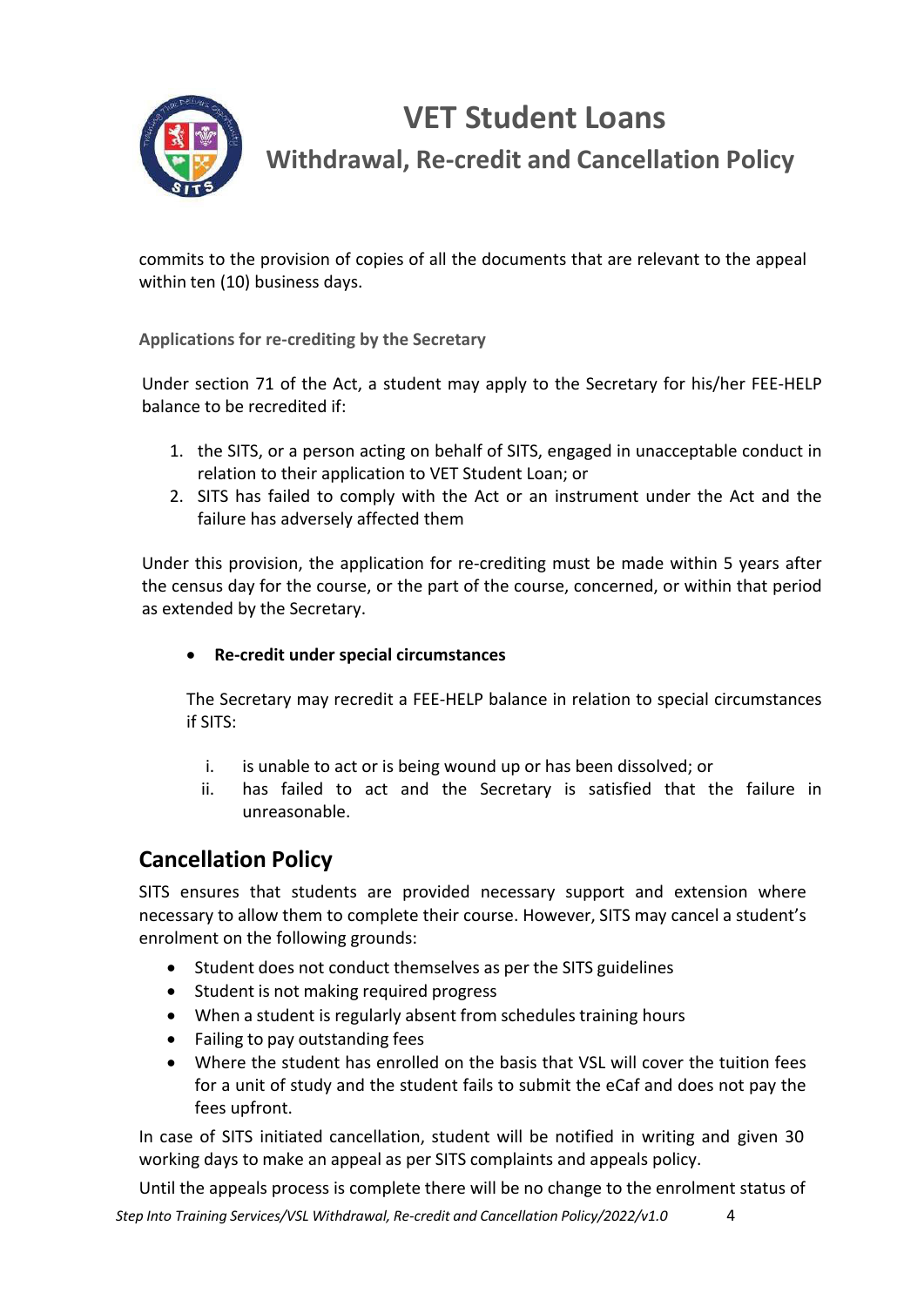commits to the provision of copies of all the documents that are relevant to the appeal within ten (10) business days.

### Applications for re-crediting by the Secretary

Under section 71 of the Act, a student may apply to the Secretary for his/her FEE-HELP balance to be recredited if:

1. the SITS, or a person acting on behalf of SITS, engaged in unacceptable conduct in relation to their application to VET Student Loan; or
2. SITS has failed to comply with the Act or an instrument under the Act and the failure has adversely affected them

Under this provision, the application for re-crediting must be made within 5 years after the census day for the course, or the part of the course, concerned, or within that period as extended by the Secretary.

- **Re-credit under special circumstances**

  The Secretary may recredit a FEE-HELP balance in relation to special circumstances if SITS:

  i. is unable to act or is being wound up or has been dissolved; or
  ii. has failed to act and the Secretary is satisfied that the failure in unreasonable.

## Cancellation Policy

SITS ensures that students are provided necessary support and extension where necessary to allow them to complete their course. However, SITS may cancel a student's enrolment on the following grounds:

- Student does not conduct themselves as per the SITS guidelines
- Student is not making required progress
- When a student is regularly absent from schedules training hours
- Failing to pay outstanding fees
- Where the student has enrolled on the basis that VSL will cover the tuition fees for a unit of study and the student fails to submit the eCaf and does not pay the fees upfront.

In case of SITS initiated cancellation, student will be notified in writing and given 30 working days to make an appeal as per SITS complaints and appeals policy.

Until the appeals process is complete there will be no change to the enrolment status of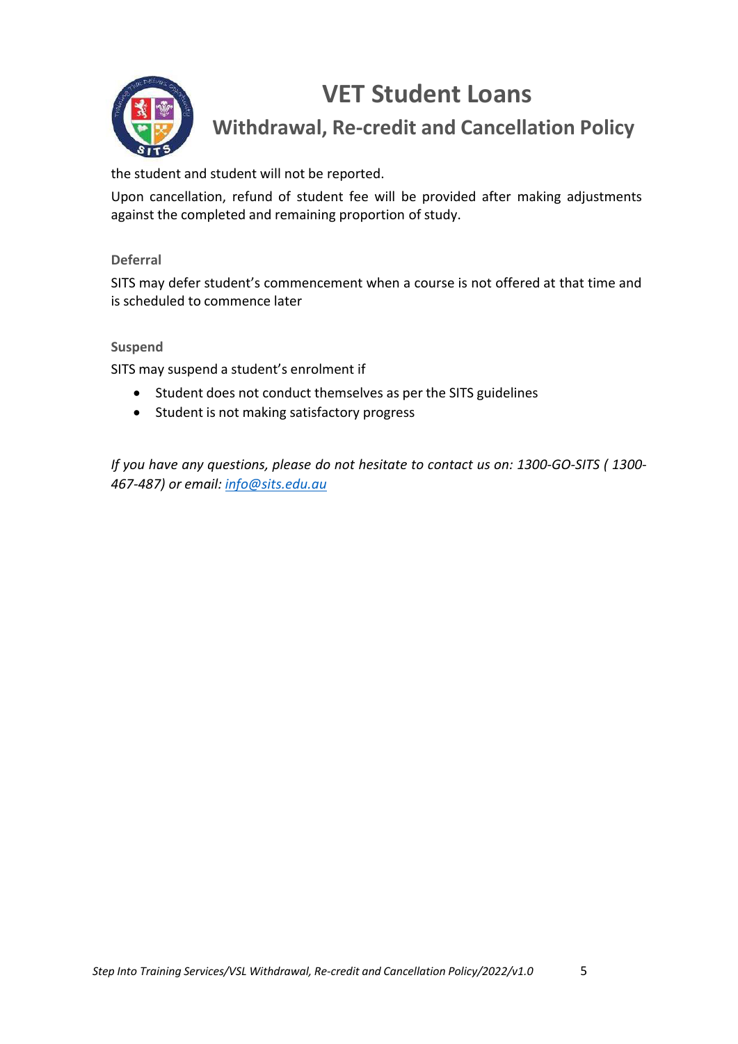the student and student will not be reported.

Upon cancellation, refund of student fee will be provided after making adjustments against the completed and remaining proportion of study.

### Deferral

SITS may defer student's commencement when a course is not offered at that time and is scheduled to commence later

### Suspend

SITS may suspend a student's enrolment if

- Student does not conduct themselves as per the SITS guidelines
- Student is not making satisfactory progress

*If you have any questions, please do not hesitate to contact us on: 1300-GO-SITS ( 1300-467-487) or email: [info@sits.edu.au](mailto:info@sits.edu.au)*